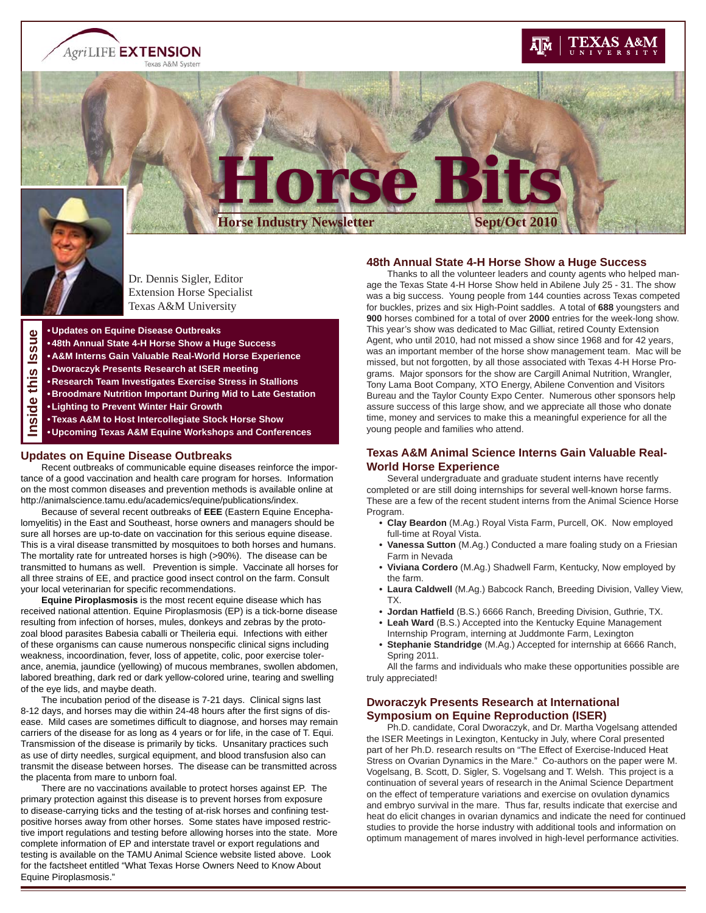AgriLIFE EXTENSION
Texas A&M System

TEXAS A&M UNIVERSITY

# Horse Bits

**Horse Industry Newsletter** **Sept/Oct 2010**

Dr. Dennis Sigler, Editor
Extension Horse Specialist
Texas A&M University

**Inside this Issue**

- **Updates on Equine Disease Outbreaks**
- **48th Annual State 4-H Horse Show a Huge Success**
- **A&M Interns Gain Valuable Real-World Horse Experience**
- **Dworaczyk Presents Research at ISER meeting**
- **Research Team Investigates Exercise Stress in Stallions**
- **Broodmare Nutrition Important During Mid to Late Gestation**
- **Lighting to Prevent Winter Hair Growth**
- **Texas A&M to Host Intercollegiate Stock Horse Show**
- **Upcoming Texas A&M Equine Workshops and Conferences**

## Updates on Equine Disease Outbreaks

Recent outbreaks of communicable equine diseases reinforce the importance of a good vaccination and health care program for horses. Information on the most common diseases and prevention methods is available online at http://animalscience.tamu.edu/academics/equine/publications/index.

Because of several recent outbreaks of **EEE** (Eastern Equine Encephalomyelitis) in the East and Southeast, horse owners and managers should be sure all horses are up-to-date on vaccination for this serious equine disease. This is a viral disease transmitted by mosquitoes to both horses and humans. The mortality rate for untreated horses is high (>90%). The disease can be transmitted to humans as well. Prevention is simple. Vaccinate all horses for all three strains of EE, and practice good insect control on the farm. Consult your local veterinarian for specific recommendations.

**Equine Piroplasmosis** is the most recent equine disease which has received national attention. Equine Piroplasmosis (EP) is a tick-borne disease resulting from infection of horses, mules, donkeys and zebras by the protozoal blood parasites Babesia caballi or Theileria equi. Infections with either of these organisms can cause numerous nonspecific clinical signs including weakness, incoordination, fever, loss of appetite, colic, poor exercise tolerance, anemia, jaundice (yellowing) of mucous membranes, swollen abdomen, labored breathing, dark red or dark yellow-colored urine, tearing and swelling of the eye lids, and maybe death.

The incubation period of the disease is 7-21 days. Clinical signs last 8-12 days, and horses may die within 24-48 hours after the first signs of disease. Mild cases are sometimes difficult to diagnose, and horses may remain carriers of the disease for as long as 4 years or for life, in the case of T. Equi. Transmission of the disease is primarily by ticks. Unsanitary practices such as use of dirty needles, surgical equipment, and blood transfusion also can transmit the disease between horses. The disease can be transmitted across the placenta from mare to unborn foal.

There are no vaccinations available to protect horses against EP. The primary protection against this disease is to prevent horses from exposure to disease-carrying ticks and the testing of at-risk horses and confining test-positive horses away from other horses. Some states have imposed restrictive import regulations and testing before allowing horses into the state. More complete information of EP and interstate travel or export regulations and testing is available on the TAMU Animal Science website listed above. Look for the factsheet entitled "What Texas Horse Owners Need to Know About Equine Piroplasmosis."

## 48th Annual State 4-H Horse Show a Huge Success

Thanks to all the volunteer leaders and county agents who helped manage the Texas State 4-H Horse Show held in Abilene July 25 - 31. The show was a big success. Young people from 144 counties across Texas competed for buckles, prizes and six High-Point saddles. A total of **688** youngsters and **900** horses combined for a total of over **2000** entries for the week-long show. This year's show was dedicated to Mac Gilliat, retired County Extension Agent, who until 2010, had not missed a show since 1968 and for 42 years, was an important member of the horse show management team. Mac will be missed, but not forgotten, by all those associated with Texas 4-H Horse Programs. Major sponsors for the show are Cargill Animal Nutrition, Wrangler, Tony Lama Boot Company, XTO Energy, Abilene Convention and Visitors Bureau and the Taylor County Expo Center. Numerous other sponsors help assure success of this large show, and we appreciate all those who donate time, money and services to make this a meaningful experience for all the young people and families who attend.

## Texas A&M Animal Science Interns Gain Valuable Real-World Horse Experience

Several undergraduate and graduate student interns have recently completed or are still doing internships for several well-known horse farms. These are a few of the recent student interns from the Animal Science Horse Program.

- **Clay Beardon** (M.Ag.) Royal Vista Farm, Purcell, OK. Now employed full-time at Royal Vista.
- **Vanessa Sutton** (M.Ag.) Conducted a mare foaling study on a Friesian Farm in Nevada
- **Viviana Cordero** (M.Ag.) Shadwell Farm, Kentucky, Now employed by the farm.
- **Laura Caldwell** (M.Ag.) Babcock Ranch, Breeding Division, Valley View, TX.
- **Jordan Hatfield** (B.S.) 6666 Ranch, Breeding Division, Guthrie, TX.
- **Leah Ward** (B.S.) Accepted into the Kentucky Equine Management Internship Program, interning at Juddmonte Farm, Lexington
- **Stephanie Standridge** (M.Ag.) Accepted for internship at 6666 Ranch, Spring 2011.

All the farms and individuals who make these opportunities possible are truly appreciated!

## Dworaczyk Presents Research at International Symposium on Equine Reproduction (ISER)

Ph.D. candidate, Coral Dworaczyk, and Dr. Martha Vogelsang attended the ISER Meetings in Lexington, Kentucky in July, where Coral presented part of her Ph.D. research results on "The Effect of Exercise-Induced Heat Stress on Ovarian Dynamics in the Mare." Co-authors on the paper were M. Vogelsang, B. Scott, D. Sigler, S. Vogelsang and T. Welsh. This project is a continuation of several years of research in the Animal Science Department on the effect of temperature variations and exercise on ovulation dynamics and embryo survival in the mare. Thus far, results indicate that exercise and heat do elicit changes in ovarian dynamics and indicate the need for continued studies to provide the horse industry with additional tools and information on optimum management of mares involved in high-level performance activities.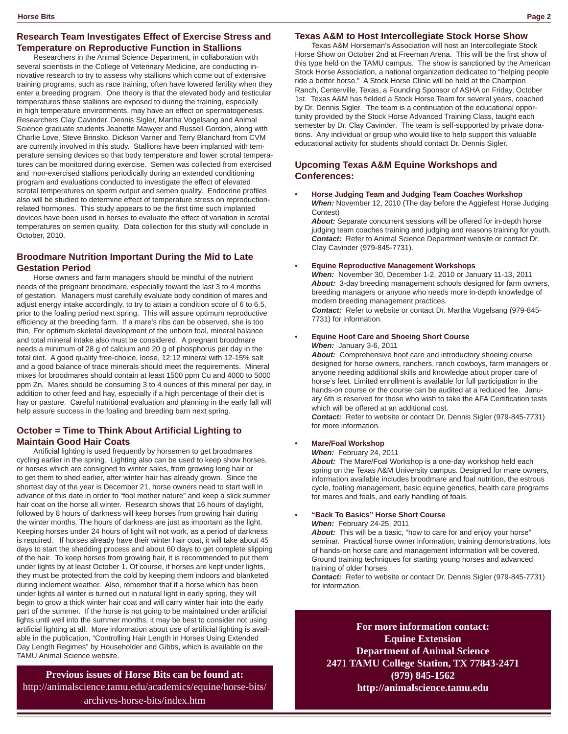## Research Team Investigates Effect of Exercise Stress and Temperature on Reproductive Function in Stallions

Researchers in the Animal Science Department, in collaboration with several scientists in the College of Veterinary Medicine, are conducting innovative research to try to assess why stallions which come out of extensive training programs, such as race training, often have lowered fertility when they enter a breeding program. One theory is that the elevated body and testicular temperatures these stallions are exposed to during the training, especially in high temperature environments, may have an effect on spermatogenesis. Researchers Clay Cavinder, Dennis Sigler, Martha Vogelsang and Animal Science graduate students Jeanette Mawyer and Russell Gordon, along with Charlie Love, Steve Brinsko, Dickson Varner and Terry Blanchard from CVM are currently involved in this study. Stallions have been implanted with temperature sensing devices so that body temperature and lower scrotal temperatures can be monitored during exercise. Semen was collected from exercised and non-exercised stallions periodically during an extended conditioning program and evaluations conducted to investigate the effect of elevated scrotal temperatures on sperm output and semen quality. Endocrine profiles also will be studied to determine effect of temperature stress on reproduction-related hormones. This study appears to be the first time such implanted devices have been used in horses to evaluate the effect of variation in scrotal temperatures on semen quality. Data collection for this study will conclude in October, 2010.

## Broodmare Nutrition Important During the Mid to Late Gestation Period

Horse owners and farm managers should be mindful of the nutrient needs of the pregnant broodmare, especially toward the last 3 to 4 months of gestation. Managers must carefully evaluate body condition of mares and adjust energy intake accordingly, to try to attain a condition score of 6 to 6.5, prior to the foaling period next spring. This will assure optimum reproductive efficiency at the breeding farm. If a mare's ribs can be observed, she is too thin. For optimum skeletal development of the unborn foal, mineral balance and total mineral intake also must be considered. A pregnant broodmare needs a minimum of 28 g of calcium and 20 g of phosphorus per day in the total diet. A good quality free-choice, loose, 12:12 mineral with 12-15% salt and a good balance of trace minerals should meet the requirements. Mineral mixes for broodmares should contain at least 1500 ppm Cu and 4000 to 5000 ppm Zn. Mares should be consuming 3 to 4 ounces of this mineral per day, in addition to other feed and hay, especially if a high percentage of their diet is hay or pasture. Careful nutritional evaluation and planning in the early fall will help assure success in the foaling and breeding barn next spring.

## October = Time to Think About Artificial Lighting to Maintain Good Hair Coats

Artificial lighting is used frequently by horsemen to get broodmares cycling earlier in the spring. Lighting also can be used to keep show horses, or horses which are consigned to winter sales, from growing long hair or to get them to shed earlier, after winter hair has already grown. Since the shortest day of the year is December 21, horse owners need to start well in advance of this date in order to "fool mother nature" and keep a slick summer hair coat on the horse all winter. Research shows that 16 hours of daylight, followed by 8 hours of darkness will keep horses from growing hair during the winter months. The hours of darkness are just as important as the light. Keeping horses under 24 hours of light will not work, as a period of darkness is required. If horses already have their winter hair coat, it will take about 45 days to start the shedding process and about 60 days to get complete slipping of the hair. To keep horses from growing hair, it is recommended to put them under lights by at least October 1. Of course, if horses are kept under lights, they must be protected from the cold by keeping them indoors and blanketed during inclement weather. Also, remember that if a horse which has been under lights all winter is turned out in natural light in early spring, they will begin to grow a thick winter hair coat and will carry winter hair into the early part of the summer. If the horse is not going to be maintained under artificial lights until well into the summer months, it may be best to consider not using artificial lighting at all. More information about use of artificial lighting is available in the publication, "Controlling Hair Length in Horses Using Extended Day Length Regimes" by Householder and Gibbs, which is available on the TAMU Animal Science website.

**Previous issues of Horse Bits can be found at:**
http://animalscience.tamu.edu/academics/equine/horse-bits/archives-horse-bits/index.htm

## Texas A&M to Host Intercollegiate Stock Horse Show

Texas A&M Horseman's Association will host an Intercollegiate Stock Horse Show on October 2nd at Freeman Arena. This will be the first show of this type held on the TAMU campus. The show is sanctioned by the American Stock Horse Association, a national organization dedicated to "helping people ride a better horse." A Stock Horse Clinic will be held at the Champion Ranch, Centerville, Texas, a Founding Sponsor of ASHA on Friday, October 1st. Texas A&M has fielded a Stock Horse Team for several years, coached by Dr. Dennis Sigler. The team is a continuation of the educational opportunity provided by the Stock Horse Advanced Training Class, taught each semester by Dr. Clay Cavinder. The team is self-supported by private donations. Any individual or group who would like to help support this valuable educational activity for students should contact Dr. Dennis Sigler.

## Upcoming Texas A&M Equine Workshops and Conferences:

- **Horse Judging Team and Judging Team Coaches Workshop**
  ***When:*** November 12, 2010 (The day before the Aggiefest Horse Judging Contest)
  ***About:*** Separate concurrent sessions will be offered for in-depth horse judging team coaches training and judging and reasons training for youth.
  ***Contact:*** Refer to Animal Science Department website or contact Dr. Clay Cavinder (979-845-7731).

- **Equine Reproductive Management Workshops**
  ***When:*** November 30, December 1-2, 2010 or January 11-13, 2011
  ***About:*** 3-day breeding management schools designed for farm owners, breeding managers or anyone who needs more in-depth knowledge of modern breeding management practices.
  ***Contact:*** Refer to website or contact Dr. Martha Vogelsang (979-845-7731) for information.

- **Equine Hoof Care and Shoeing Short Course**
  ***When:*** January 3-6, 2011
  ***About:*** Comprehensive hoof care and introductory shoeing course designed for horse owners, ranchers, ranch cowboys, farm managers or anyone needing additional skills and knowledge about proper care of horse's feet. Limited enrollment is available for full participation in the hands-on course or the course can be audited at a reduced fee. January 6th is reserved for those who wish to take the AFA Certification tests which will be offered at an additional cost.
  ***Contact:*** Refer to website or contact Dr. Dennis Sigler (979-845-7731) for more information.

- **Mare/Foal Workshop**
  ***When:*** February 24, 2011
  ***About:*** The Mare/Foal Workshop is a one-day workshop held each spring on the Texas A&M University campus. Designed for mare owners, information available includes broodmare and foal nutrition, the estrous cycle, foaling management, basic equine genetics, health care programs for mares and foals, and early handling of foals.

- **"Back To Basics" Horse Short Course**
  ***When:*** February 24-25, 2011
  ***About:*** This will be a basic, "how to care for and enjoy your horse" seminar. Practical horse owner information, training demonstrations, lots of hands-on horse care and management information will be covered. Ground training techniques for starting young horses and advanced training of older horses.
  ***Contact:*** Refer to website or contact Dr. Dennis Sigler (979-845-7731) for information.

**For more information contact:**
**Equine Extension**
**Department of Animal Science**
**2471 TAMU College Station, TX 77843-2471**
**(979) 845-1562**
**http://animalscience.tamu.edu**